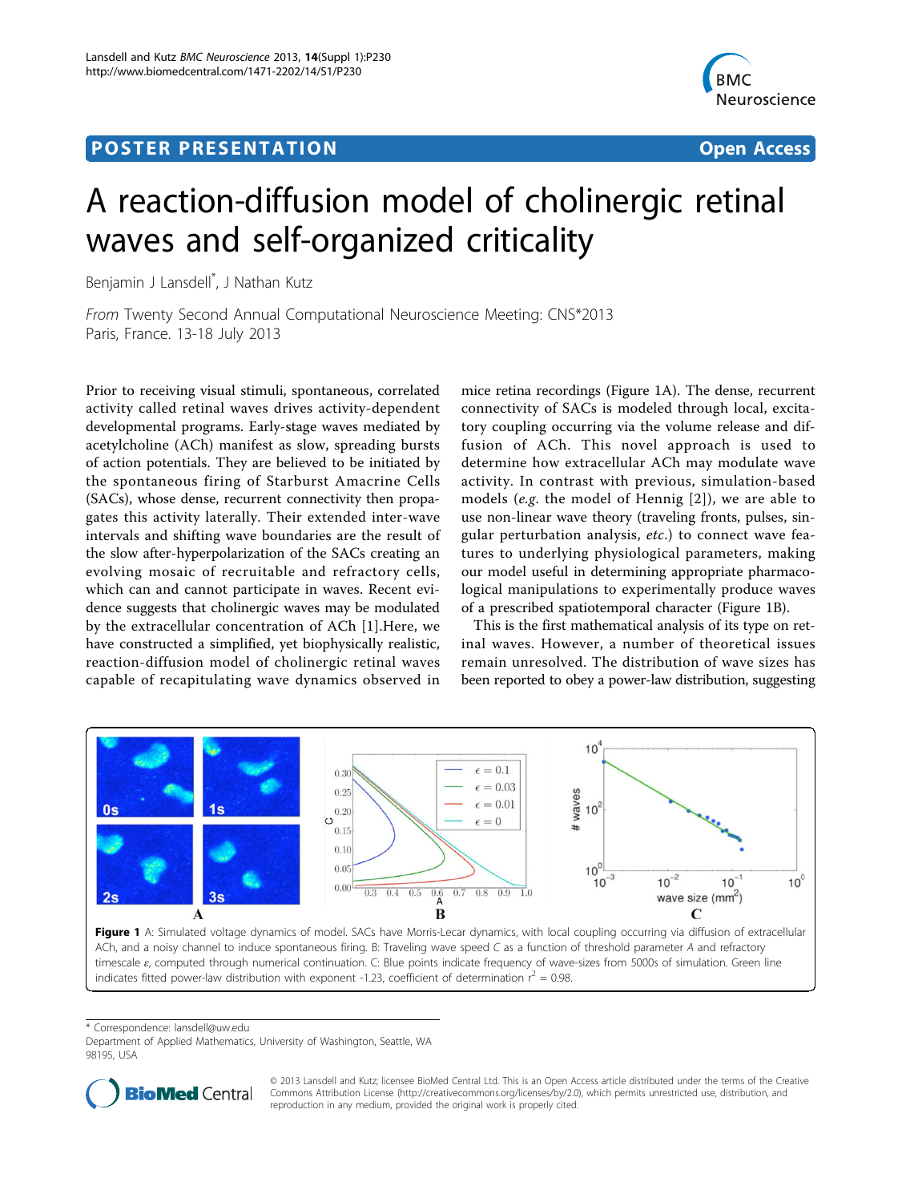POSTER PRESENTATION

Open Access

# A reaction-diffusion model of cholinergic retinal waves and self-organized criticality

Benjamin J Lansdell*, J Nathan Kutz

*From* Twenty Second Annual Computational Neuroscience Meeting: CNS*2013
Paris, France. 13-18 July 2013

Prior to receiving visual stimuli, spontaneous, correlated activity called retinal waves drives activity-dependent developmental programs. Early-stage waves mediated by acetylcholine (ACh) manifest as slow, spreading bursts of action potentials. They are believed to be initiated by the spontaneous firing of Starburst Amacrine Cells (SACs), whose dense, recurrent connectivity then propagates this activity laterally. Their extended inter-wave intervals and shifting wave boundaries are the result of the slow after-hyperpolarization of the SACs creating an evolving mosaic of recruitable and refractory cells, which can and cannot participate in waves. Recent evidence suggests that cholinergic waves may be modulated by the extracellular concentration of ACh [1].Here, we have constructed a simplified, yet biophysically realistic, reaction-diffusion model of cholinergic retinal waves capable of recapitulating wave dynamics observed in mice retina recordings (Figure 1A). The dense, recurrent connectivity of SACs is modeled through local, excitatory coupling occurring via the volume release and diffusion of ACh. This novel approach is used to determine how extracellular ACh may modulate wave activity. In contrast with previous, simulation-based models (*e.g.* the model of Hennig [2]), we are able to use non-linear wave theory (traveling fronts, pulses, singular perturbation analysis, *etc.*) to connect wave features to underlying physiological parameters, making our model useful in determining appropriate pharmacological manipulations to experimentally produce waves of a prescribed spatiotemporal character (Figure 1B).

This is the first mathematical analysis of its type on retinal waves. However, a number of theoretical issues remain unresolved. The distribution of wave sizes has been reported to obey a power-law distribution, suggesting

**Figure 1** A: Simulated voltage dynamics of model. SACs have Morris-Lecar dynamics, with local coupling occurring via diffusion of extracellular ACh, and a noisy channel to induce spontaneous firing. B: Traveling wave speed $C$ as a function of threshold parameter $A$ and refractory timescale $\epsilon$, computed through numerical continuation. C: Blue points indicate frequency of wave-sizes from 5000s of simulation. Green line indicates fitted power-law distribution with exponent -1.23, coefficient of determination $r^2 = 0.98$.

* Correspondence: lansdell@uw.edu
Department of Applied Mathematics, University of Washington, Seattle, WA 98195, USA

© 2013 Lansdell and Kutz; licensee BioMed Central Ltd. This is an Open Access article distributed under the terms of the Creative Commons Attribution License (http://creativecommons.org/licenses/by/2.0), which permits unrestricted use, distribution, and reproduction in any medium, provided the original work is properly cited.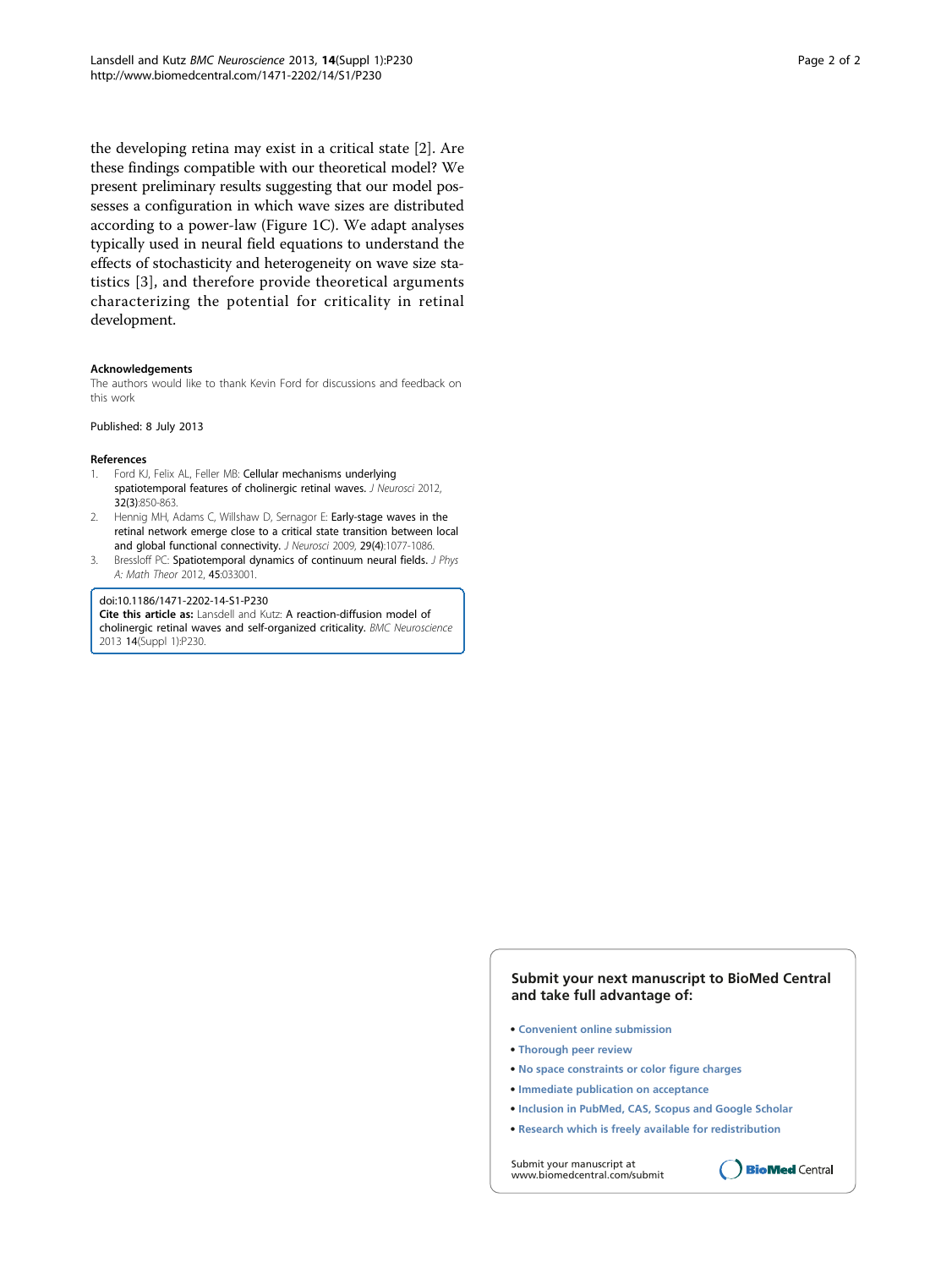the developing retina may exist in a critical state [2]. Are these findings compatible with our theoretical model? We present preliminary results suggesting that our model possesses a configuration in which wave sizes are distributed according to a power-law (Figure 1C). We adapt analyses typically used in neural field equations to understand the effects of stochasticity and heterogeneity on wave size statistics [3], and therefore provide theoretical arguments characterizing the potential for criticality in retinal development.

#### Acknowledgements

The authors would like to thank Kevin Ford for discussions and feedback on this work

Published: 8 July 2013

#### References

1. Ford KJ, Felix AL, Feller MB: **Cellular mechanisms underlying spatiotemporal features of cholinergic retinal waves.** *J Neurosci* 2012, **32(3)**:850-863.
2. Hennig MH, Adams C, Willshaw D, Sernagor E: **Early-stage waves in the retinal network emerge close to a critical state transition between local and global functional connectivity.** *J Neurosci* 2009, **29(4)**:1077-1086.
3. Bressloff PC: **Spatiotemporal dynamics of continuum neural fields.** *J Phys A: Math Theor* 2012, **45**:033001.

doi:10.1186/1471-2202-14-S1-P230
**Cite this article as:** Lansdell and Kutz: A reaction-diffusion model of cholinergic retinal waves and self-organized criticality. *BMC Neuroscience* 2013 **14**(Suppl 1):P230.

**Submit your next manuscript to BioMed Central and take full advantage of:**

- Convenient online submission
- Thorough peer review
- No space constraints or color figure charges
- Immediate publication on acceptance
- Inclusion in PubMed, CAS, Scopus and Google Scholar
- Research which is freely available for redistribution

Submit your manuscript at www.biomedcentral.com/submit